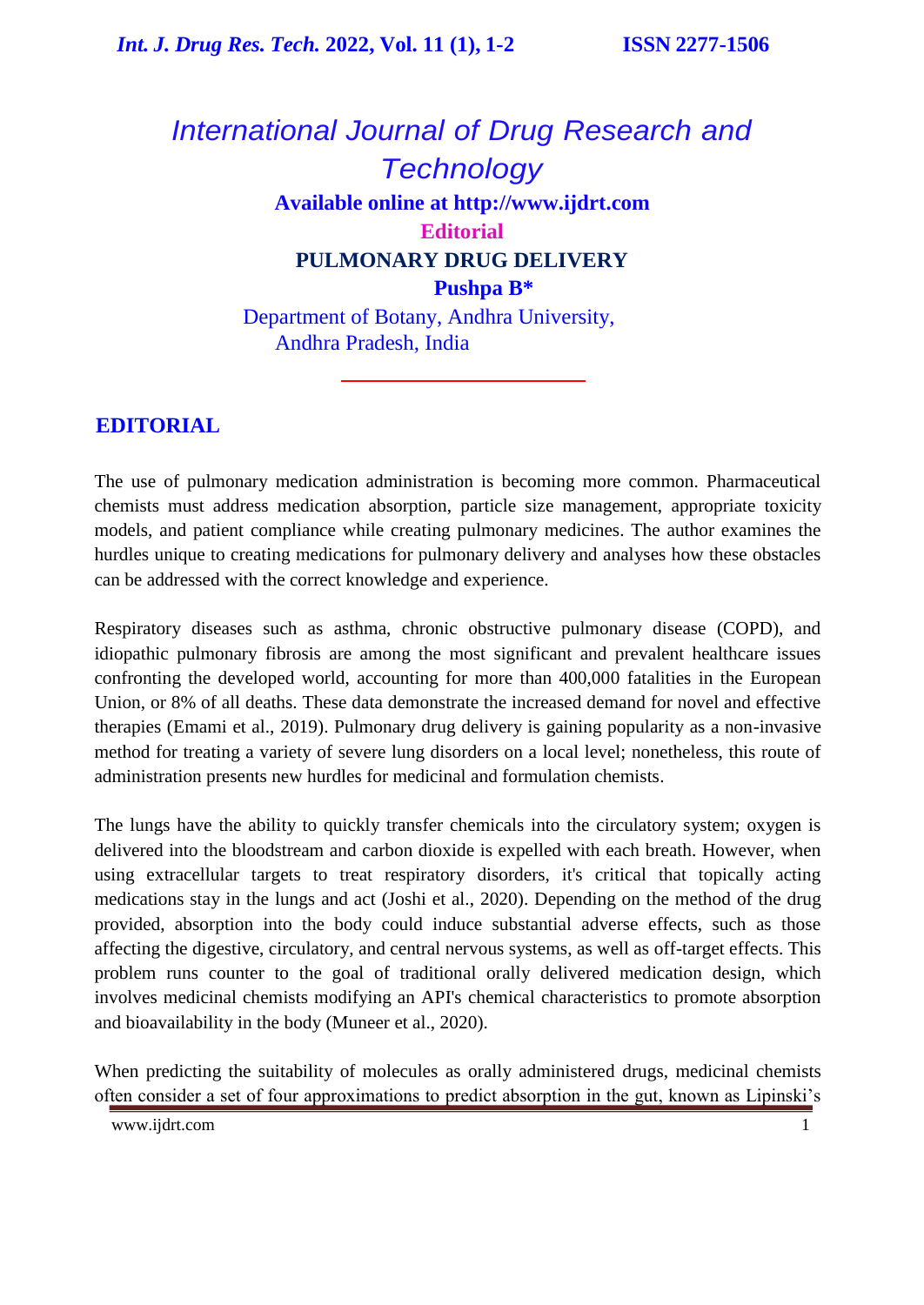# International Journal of Drug Research and Technology

**Available online at http://www.ijdrt.com**

**Editorial**

## PULMONARY DRUG DELIVERY

**Pushpa B***

Department of Botany, Andhra University, Andhra Pradesh, India

---

## EDITORIAL

The use of pulmonary medication administration is becoming more common. Pharmaceutical chemists must address medication absorption, particle size management, appropriate toxicity models, and patient compliance while creating pulmonary medicines. The author examines the hurdles unique to creating medications for pulmonary delivery and analyses how these obstacles can be addressed with the correct knowledge and experience.

Respiratory diseases such as asthma, chronic obstructive pulmonary disease (COPD), and idiopathic pulmonary fibrosis are among the most significant and prevalent healthcare issues confronting the developed world, accounting for more than 400,000 fatalities in the European Union, or 8% of all deaths. These data demonstrate the increased demand for novel and effective therapies (Emami et al., 2019). Pulmonary drug delivery is gaining popularity as a non-invasive method for treating a variety of severe lung disorders on a local level; nonetheless, this route of administration presents new hurdles for medicinal and formulation chemists.

The lungs have the ability to quickly transfer chemicals into the circulatory system; oxygen is delivered into the bloodstream and carbon dioxide is expelled with each breath. However, when using extracellular targets to treat respiratory disorders, it's critical that topically acting medications stay in the lungs and act (Joshi et al., 2020). Depending on the method of the drug provided, absorption into the body could induce substantial adverse effects, such as those affecting the digestive, circulatory, and central nervous systems, as well as off-target effects. This problem runs counter to the goal of traditional orally delivered medication design, which involves medicinal chemists modifying an API's chemical characteristics to promote absorption and bioavailability in the body (Muneer et al., 2020).

When predicting the suitability of molecules as orally administered drugs, medicinal chemists often consider a set of four approximations to predict absorption in the gut, known as Lipinski's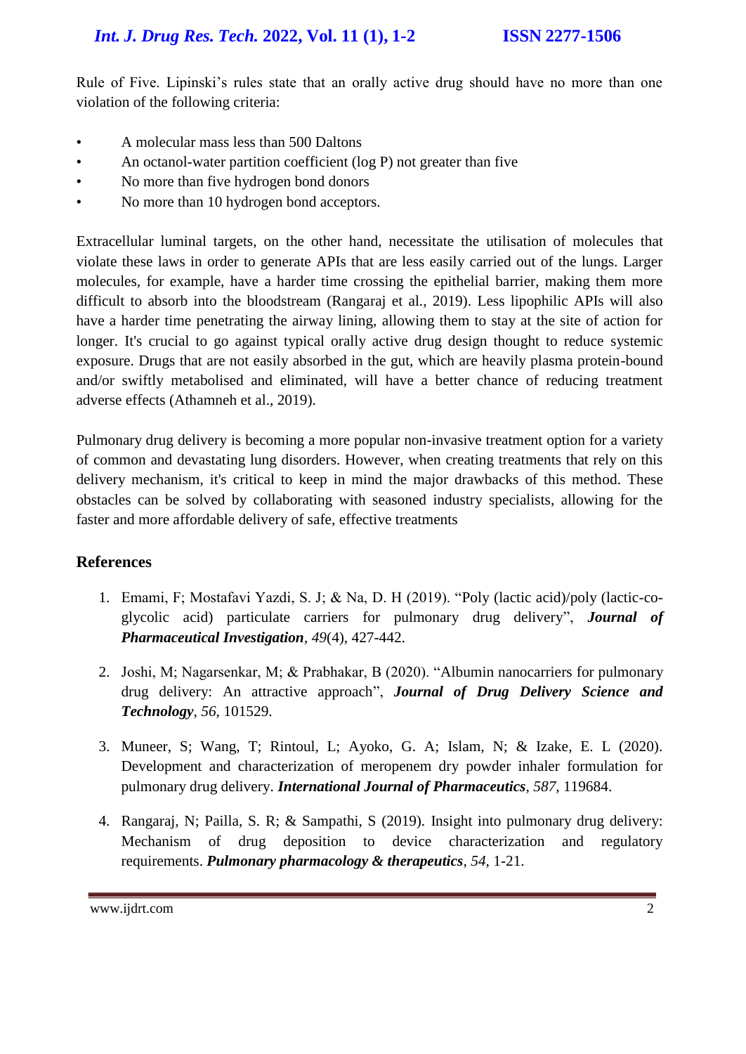Rule of Five. Lipinski's rules state that an orally active drug should have no more than one violation of the following criteria:

- A molecular mass less than 500 Daltons
- An octanol-water partition coefficient (log P) not greater than five
- No more than five hydrogen bond donors
- No more than 10 hydrogen bond acceptors.

Extracellular luminal targets, on the other hand, necessitate the utilisation of molecules that violate these laws in order to generate APIs that are less easily carried out of the lungs. Larger molecules, for example, have a harder time crossing the epithelial barrier, making them more difficult to absorb into the bloodstream (Rangaraj et al., 2019). Less lipophilic APIs will also have a harder time penetrating the airway lining, allowing them to stay at the site of action for longer. It's crucial to go against typical orally active drug design thought to reduce systemic exposure. Drugs that are not easily absorbed in the gut, which are heavily plasma protein-bound and/or swiftly metabolised and eliminated, will have a better chance of reducing treatment adverse effects (Athamneh et al., 2019).

Pulmonary drug delivery is becoming a more popular non-invasive treatment option for a variety of common and devastating lung disorders. However, when creating treatments that rely on this delivery mechanism, it's critical to keep in mind the major drawbacks of this method. These obstacles can be solved by collaborating with seasoned industry specialists, allowing for the faster and more affordable delivery of safe, effective treatments

## References

1. Emami, F; Mostafavi Yazdi, S. J; & Na, D. H (2019). "Poly (lactic acid)/poly (lactic-co-glycolic acid) particulate carriers for pulmonary drug delivery", ***Journal of Pharmaceutical Investigation***, *49*(4), 427-442.

2. Joshi, M; Nagarsenkar, M; & Prabhakar, B (2020). "Albumin nanocarriers for pulmonary drug delivery: An attractive approach", ***Journal of Drug Delivery Science and Technology***, *56*, 101529.

3. Muneer, S; Wang, T; Rintoul, L; Ayoko, G. A; Islam, N; & Izake, E. L (2020). Development and characterization of meropenem dry powder inhaler formulation for pulmonary drug delivery. ***International Journal of Pharmaceutics***, *587*, 119684.

4. Rangaraj, N; Pailla, S. R; & Sampathi, S (2019). Insight into pulmonary drug delivery: Mechanism of drug deposition to device characterization and regulatory requirements. ***Pulmonary pharmacology & therapeutics***, *54*, 1-21.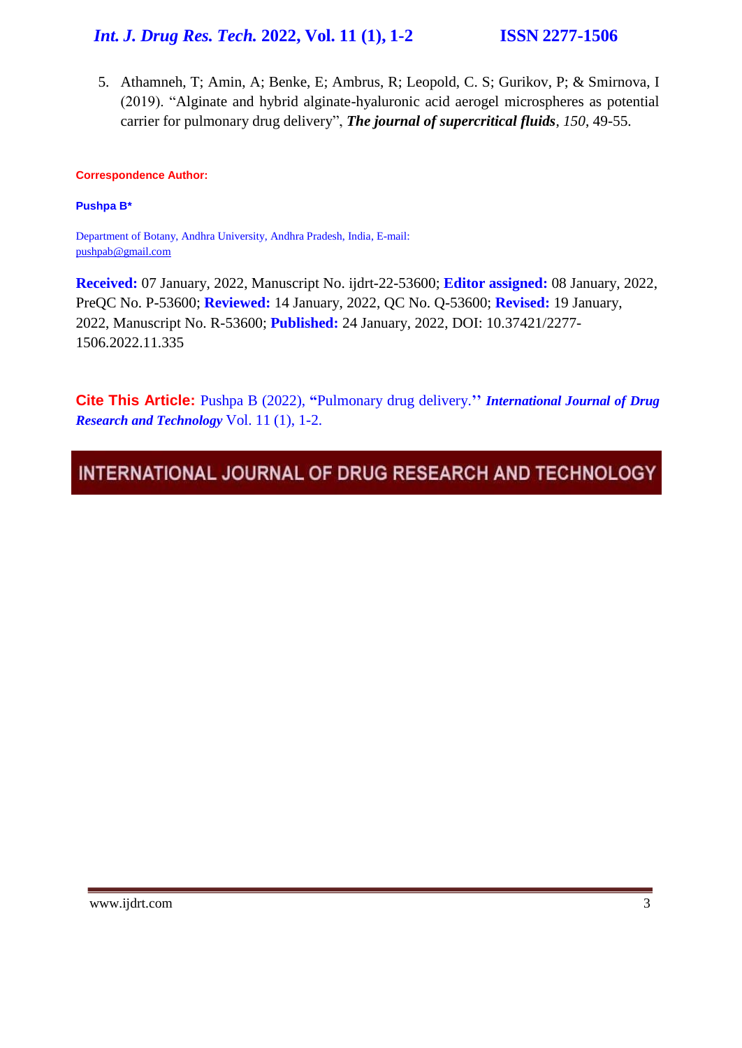5. Athamneh, T; Amin, A; Benke, E; Ambrus, R; Leopold, C. S; Gurikov, P; & Smirnova, I (2019). "Alginate and hybrid alginate-hyaluronic acid aerogel microspheres as potential carrier for pulmonary drug delivery", ***The journal of supercritical fluids***, *150*, 49-55.

**Correspondence Author:**

**Pushpa B***

Department of Botany, Andhra University, Andhra Pradesh, India, E-mail: pushpab@gmail.com

**Received:** 07 January, 2022, Manuscript No. ijdrt-22-53600; **Editor assigned:** 08 January, 2022, PreQC No. P-53600; **Reviewed:** 14 January, 2022, QC No. Q-53600; **Revised:** 19 January, 2022, Manuscript No. R-53600; **Published:** 24 January, 2022, DOI: 10.37421/2277-1506.2022.11.335

**Cite This Article:** Pushpa B (2022), **"**Pulmonary drug delivery.**"** ***International Journal of Drug Research and Technology*** Vol. 11 (1), 1-2.

INTERNATIONAL JOURNAL OF DRUG RESEARCH AND TECHNOLOGY